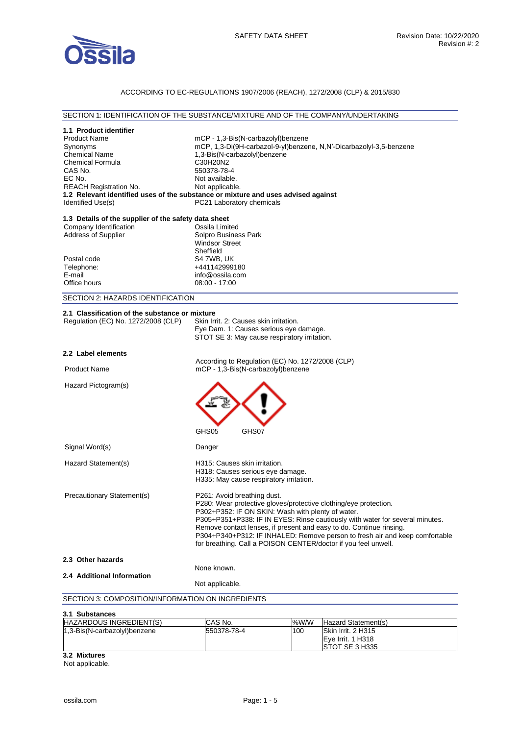SAFETY DATA SHEET

Revision Date: 10/22/2020
Revision #: 2

ACCORDING TO EC-REGULATIONS 1907/2006 (REACH), 1272/2008 (CLP) & 2015/830

## SECTION 1: IDENTIFICATION OF THE SUBSTANCE/MIXTURE AND OF THE COMPANY/UNDERTAKING

### 1.1 Product identifier

| | |
|---|---|
| Product Name | mCP - 1,3-Bis(N-carbazolyl)benzene |
| Synonyms | mCP, 1,3-Di(9H-carbazol-9-yl)benzene, N,N′-Dicarbazolyl-3,5-benzene |
| Chemical Name | 1,3-Bis(N-carbazolyl)benzene |
| Chemical Formula | $C_{30}H_{20}N_2$ |
| CAS No. | 550378-78-4 |
| EC No. | Not available. |
| REACH Registration No. | Not applicable. |

### 1.2 Relevant identified uses of the substance or mixture and uses advised against

| | |
|---|---|
| Identified Use(s) | PC21 Laboratory chemicals |

### 1.3 Details of the supplier of the safety data sheet

| | |
|---|---|
| Company Identification | Ossila Limited |
| Address of Supplier | Solpro Business Park<br>Windsor Street<br>Sheffield |
| Postal code | S4 7WB, UK |
| Telephone: | +441142999180 |
| E-mail | info@ossila.com |
| Office hours | 08:00 - 17:00 |

## SECTION 2: HAZARDS IDENTIFICATION

### 2.1 Classification of the substance or mixture

Regulation (EC) No. 1272/2008 (CLP)
- Skin Irrit. 2: Causes skin irritation.
- Eye Dam. 1: Causes serious eye damage.
- STOT SE 3: May cause respiratory irritation.

### 2.2 Label elements

According to Regulation (EC) No. 1272/2008 (CLP)

**Product Name:** mCP - 1,3-Bis(N-carbazolyl)benzene

**Hazard Pictogram(s):** GHS05 GHS07

**Signal Word(s):** Danger

**Hazard Statement(s):**
- H315: Causes skin irritation.
- H318: Causes serious eye damage.
- H335: May cause respiratory irritation.

**Precautionary Statement(s):**
- P261: Avoid breathing dust.
- P280: Wear protective gloves/protective clothing/eye protection.
- P302+P352: IF ON SKIN: Wash with plenty of water.
- P305+P351+P338: IF IN EYES: Rinse cautiously with water for several minutes. Remove contact lenses, if present and easy to do. Continue rinsing.
- P304+P340+P312: IF INHALED: Remove person to fresh air and keep comfortable for breathing. Call a POISON CENTER/doctor if you feel unwell.

### 2.3 Other hazards

None known.

### 2.4 Additional Information

Not applicable.

## SECTION 3: COMPOSITION/INFORMATION ON INGREDIENTS

### 3.1 Substances

| HAZARDOUS INGREDIENT(S) | CAS No. | %W/W | Hazard Statement(s) |
|---|---|---|---|
| 1,3-Bis(N-carbazolyl)benzene | 550378-78-4 | 100 | Skin Irrit. 2 H315<br>Eye Irrit. 1 H318<br>STOT SE 3 H335 |

### 3.2 Mixtures

Not applicable.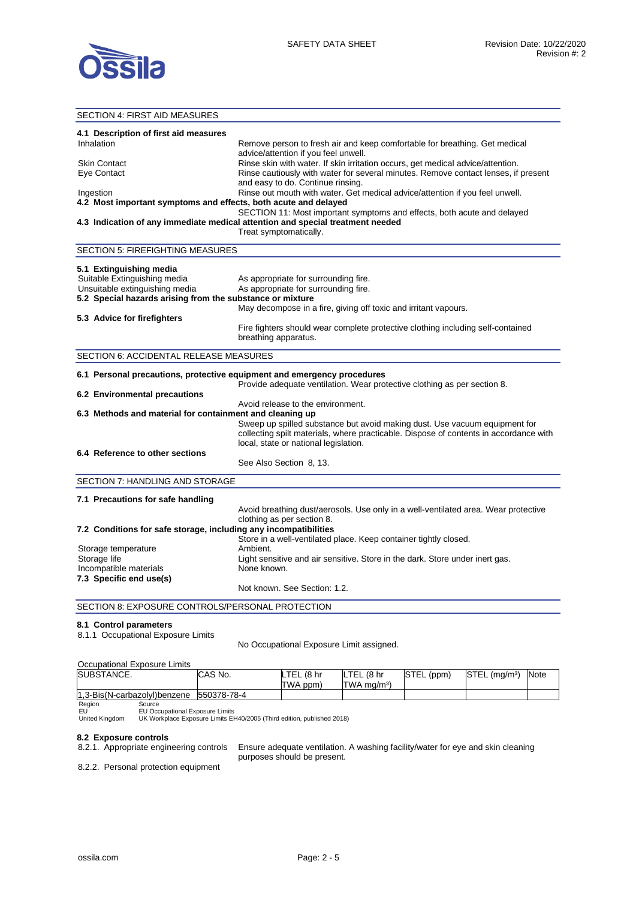## SECTION 4: FIRST AID MEASURES

### 4.1 Description of first aid measures

| | |
|---|---|
| Inhalation | Remove person to fresh air and keep comfortable for breathing. Get medical advice/attention if you feel unwell. |
| Skin Contact | Rinse skin with water. If skin irritation occurs, get medical advice/attention. |
| Eye Contact | Rinse cautiously with water for several minutes. Remove contact lenses, if present and easy to do. Continue rinsing. |
| Ingestion | Rinse out mouth with water. Get medical advice/attention if you feel unwell. |

### 4.2 Most important symptoms and effects, both acute and delayed

SECTION 11: Most important symptoms and effects, both acute and delayed

### 4.3 Indication of any immediate medical attention and special treatment needed

Treat symptomatically.

## SECTION 5: FIREFIGHTING MEASURES

### 5.1 Extinguishing media

| | |
|---|---|
| Suitable Extinguishing media | As appropriate for surrounding fire. |
| Unsuitable extinguishing media | As appropriate for surrounding fire. |

### 5.2 Special hazards arising from the substance or mixture

May decompose in a fire, giving off toxic and irritant vapours.

### 5.3 Advice for firefighters

Fire fighters should wear complete protective clothing including self-contained breathing apparatus.

## SECTION 6: ACCIDENTAL RELEASE MEASURES

### 6.1 Personal precautions, protective equipment and emergency procedures

Provide adequate ventilation. Wear protective clothing as per section 8.

### 6.2 Environmental precautions

Avoid release to the environment.

### 6.3 Methods and material for containment and cleaning up

Sweep up spilled substance but avoid making dust. Use vacuum equipment for collecting spilt materials, where practicable. Dispose of contents in accordance with local, state or national legislation.

### 6.4 Reference to other sections

See Also Section 8, 13.

## SECTION 7: HANDLING AND STORAGE

### 7.1 Precautions for safe handling

Avoid breathing dust/aerosols. Use only in a well-ventilated area. Wear protective clothing as per section 8.

### 7.2 Conditions for safe storage, including any incompatibilities

Store in a well-ventilated place. Keep container tightly closed.

| | |
|---|---|
| Storage temperature | Ambient. |
| Storage life | Light sensitive and air sensitive. Store in the dark. Store under inert gas. |
| Incompatible materials | None known. |

### 7.3 Specific end use(s)

Not known. See Section: 1.2.

## SECTION 8: EXPOSURE CONTROLS/PERSONAL PROTECTION

### 8.1 Control parameters

8.1.1 Occupational Exposure Limits

No Occupational Exposure Limit assigned.

Occupational Exposure Limits

| SUBSTANCE. | CAS No. | LTEL (8 hr TWA ppm) | LTEL (8 hr TWA mg/m³) | STEL (ppm) | STEL (mg/m³) | Note |
|---|---|---|---|---|---|---|
| 1,3-Bis(N-carbazolyl)benzene | 550378-78-4 | | | | | |

| Region | Source |
|---|---|
| EU | EU Occupational Exposure Limits |
| United Kingdom | UK Workplace Exposure Limits EH40/2005 (Third edition, published 2018) |

### 8.2 Exposure controls

8.2.1. Appropriate engineering controls: Ensure adequate ventilation. A washing facility/water for eye and skin cleaning purposes should be present.

8.2.2. Personal protection equipment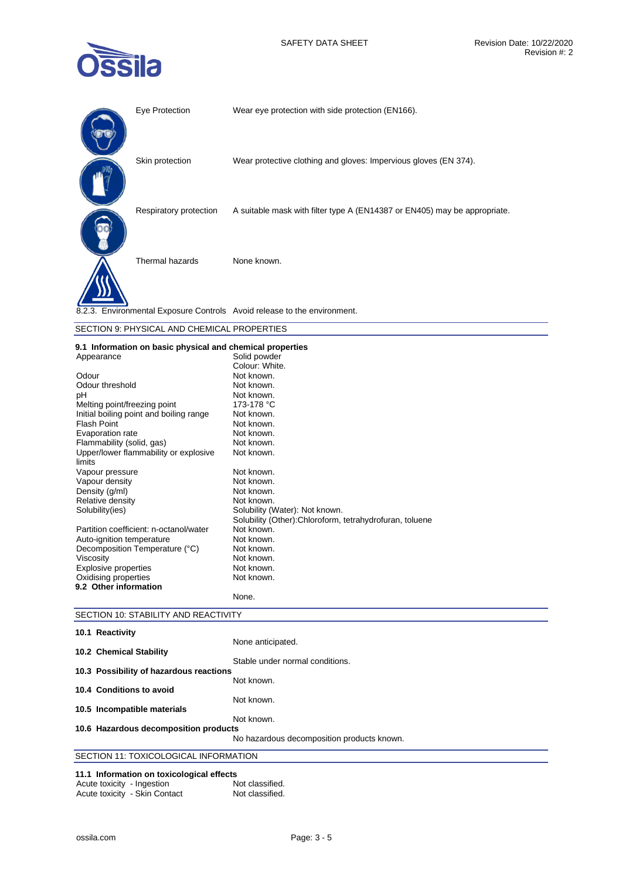| | |
|---|---|
| Eye Protection | Wear eye protection with side protection (EN166). |
| Skin protection | Wear protective clothing and gloves: Impervious gloves (EN 374). |
| Respiratory protection | A suitable mask with filter type A (EN14387 or EN405) may be appropriate. |
| Thermal hazards | None known. |

8.2.3. Environmental Exposure Controls  Avoid release to the environment.

## SECTION 9: PHYSICAL AND CHEMICAL PROPERTIES

### 9.1 Information on basic physical and chemical properties

| | |
|---|---|
| Appearance | Solid powder<br>Colour: White. |
| Odour | Not known. |
| Odour threshold | Not known. |
| pH | Not known. |
| Melting point/freezing point | 173-178 °C |
| Initial boiling point and boiling range | Not known. |
| Flash Point | Not known. |
| Evaporation rate | Not known. |
| Flammability (solid, gas) | Not known. |
| Upper/lower flammability or explosive limits | Not known. |
| Vapour pressure | Not known. |
| Vapour density | Not known. |
| Density (g/ml) | Not known. |
| Relative density | Not known. |
| Solubility(ies) | Solubility (Water): Not known.<br>Solubility (Other):Chloroform, tetrahydrofuran, toluene |
| Partition coefficient: n-octanol/water | Not known. |
| Auto-ignition temperature | Not known. |
| Decomposition Temperature (°C) | Not known. |
| Viscosity | Not known. |
| Explosive properties | Not known. |
| Oxidising properties | Not known. |

### 9.2 Other information

None.

## SECTION 10: STABILITY AND REACTIVITY

**10.1 Reactivity**

None anticipated.

**10.2 Chemical Stability**

Stable under normal conditions.

**10.3 Possibility of hazardous reactions**

Not known.

**10.4 Conditions to avoid**

Not known.

**10.5 Incompatible materials**

Not known.

**10.6 Hazardous decomposition products**

No hazardous decomposition products known.

## SECTION 11: TOXICOLOGICAL INFORMATION

### 11.1 Information on toxicological effects

| | |
|---|---|
| Acute toxicity - Ingestion | Not classified. |
| Acute toxicity - Skin Contact | Not classified. |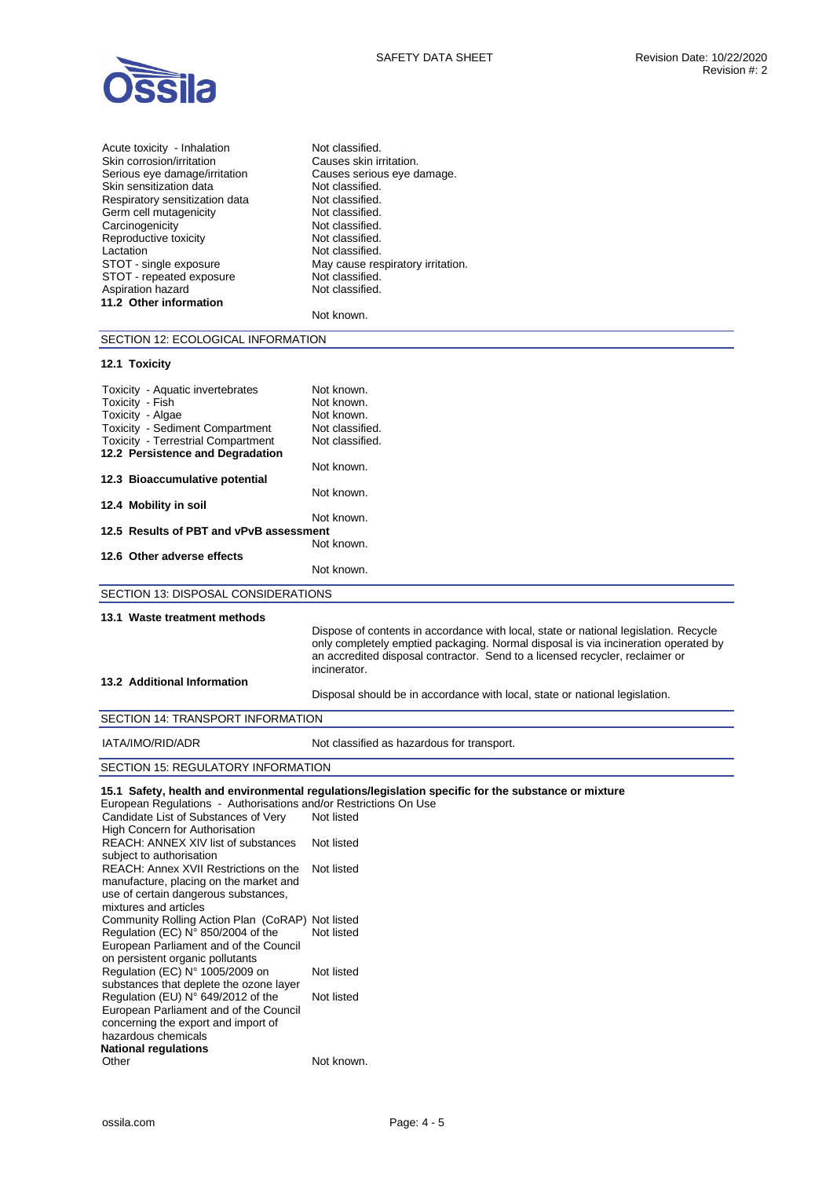| | |
|---|---|
| Acute toxicity - Inhalation | Not classified. |
| Skin corrosion/irritation | Causes skin irritation. |
| Serious eye damage/irritation | Causes serious eye damage. |
| Skin sensitization data | Not classified. |
| Respiratory sensitization data | Not classified. |
| Germ cell mutagenicity | Not classified. |
| Carcinogenicity | Not classified. |
| Reproductive toxicity | Not classified. |
| Lactation | Not classified. |
| STOT - single exposure | May cause respiratory irritation. |
| STOT - repeated exposure | Not classified. |
| Aspiration hazard | Not classified. |

**11.2 Other information**

Not known.

## SECTION 12: ECOLOGICAL INFORMATION

**12.1 Toxicity**

| | |
|---|---|
| Toxicity - Aquatic invertebrates | Not known. |
| Toxicity - Fish | Not known. |
| Toxicity - Algae | Not known. |
| Toxicity - Sediment Compartment | Not classified. |
| Toxicity - Terrestrial Compartment | Not classified. |

**12.2 Persistence and Degradation**

Not known.

**12.3 Bioaccumulative potential**

Not known.

**12.4 Mobility in soil**

Not known.

**12.5 Results of PBT and vPvB assessment**

Not known.

**12.6 Other adverse effects**

Not known.

## SECTION 13: DISPOSAL CONSIDERATIONS

**13.1 Waste treatment methods**

Dispose of contents in accordance with local, state or national legislation. Recycle only completely emptied packaging. Normal disposal is via incineration operated by an accredited disposal contractor. Send to a licensed recycler, reclaimer or incinerator.

**13.2 Additional Information**

Disposal should be in accordance with local, state or national legislation.

## SECTION 14: TRANSPORT INFORMATION

| | |
|---|---|
| IATA/IMO/RID/ADR | Not classified as hazardous for transport. |

## SECTION 15: REGULATORY INFORMATION

**15.1 Safety, health and environmental regulations/legislation specific for the substance or mixture**

European Regulations - Authorisations and/or Restrictions On Use

| | |
|---|---|
| Candidate List of Substances of Very High Concern for Authorisation | Not listed |
| REACH: ANNEX XIV list of substances subject to authorisation | Not listed |
| REACH: Annex XVII Restrictions on the manufacture, placing on the market and use of certain dangerous substances, mixtures and articles | Not listed |
| Community Rolling Action Plan (CoRAP) | Not listed |
| Regulation (EC) N° 850/2004 of the European Parliament and of the Council on persistent organic pollutants | Not listed |
| Regulation (EC) N° 1005/2009 on substances that deplete the ozone layer | Not listed |
| Regulation (EU) N° 649/2012 of the European Parliament and of the Council concerning the export and import of hazardous chemicals | Not listed |

**National regulations**

| | |
|---|---|
| Other | Not known. |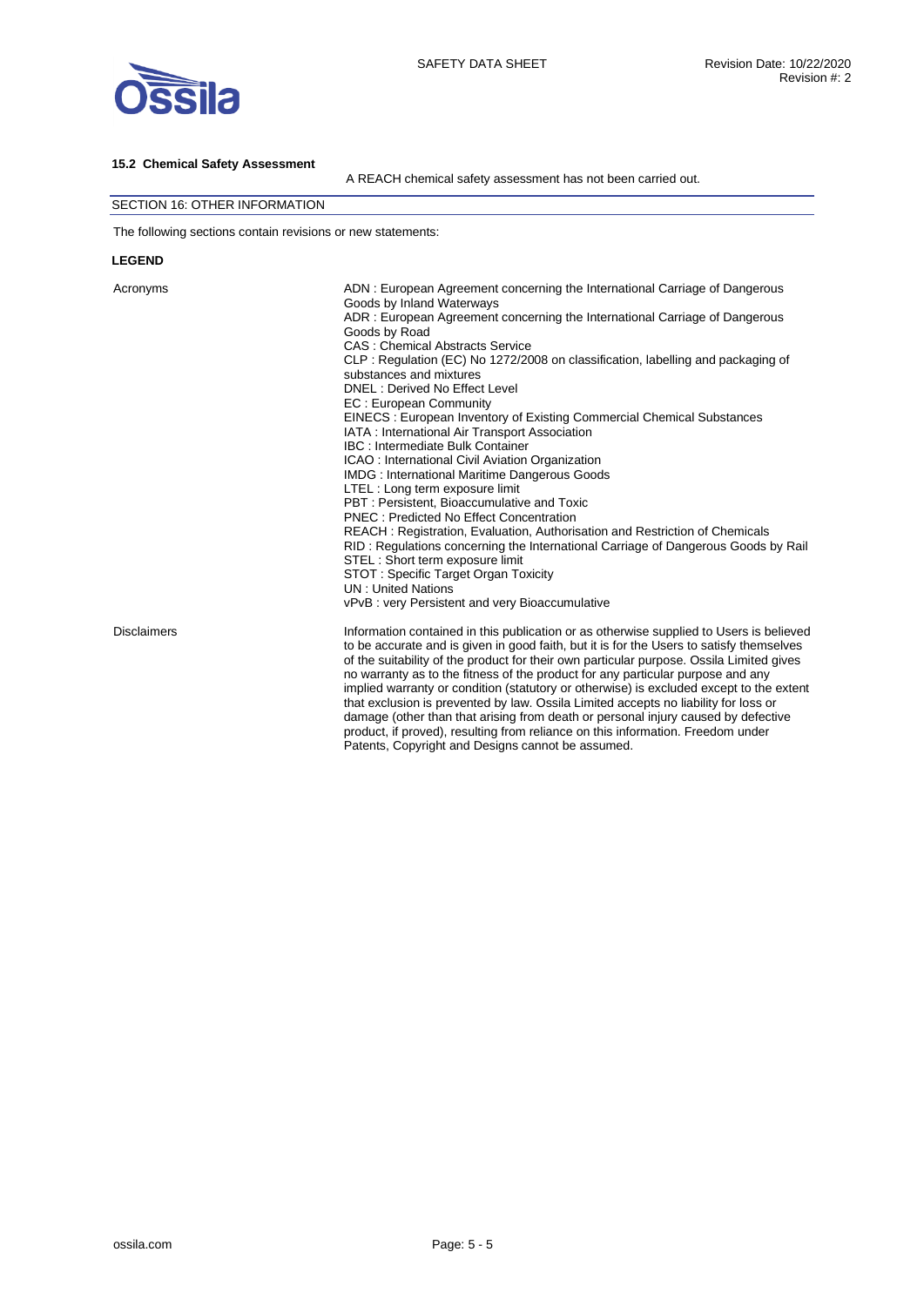**15.2 Chemical Safety Assessment**

A REACH chemical safety assessment has not been carried out.

## SECTION 16: OTHER INFORMATION

The following sections contain revisions or new statements:

**LEGEND**

Acronyms

ADN : European Agreement concerning the International Carriage of Dangerous Goods by Inland Waterways
ADR : European Agreement concerning the International Carriage of Dangerous Goods by Road
CAS : Chemical Abstracts Service
CLP : Regulation (EC) No 1272/2008 on classification, labelling and packaging of substances and mixtures
DNEL : Derived No Effect Level
EC : European Community
EINECS : European Inventory of Existing Commercial Chemical Substances
IATA : International Air Transport Association
IBC : Intermediate Bulk Container
ICAO : International Civil Aviation Organization
IMDG : International Maritime Dangerous Goods
LTEL : Long term exposure limit
PBT : Persistent, Bioaccumulative and Toxic
PNEC : Predicted No Effect Concentration
REACH : Registration, Evaluation, Authorisation and Restriction of Chemicals
RID : Regulations concerning the International Carriage of Dangerous Goods by Rail
STEL : Short term exposure limit
STOT : Specific Target Organ Toxicity
UN : United Nations
vPvB : very Persistent and very Bioaccumulative

Disclaimers

Information contained in this publication or as otherwise supplied to Users is believed to be accurate and is given in good faith, but it is for the Users to satisfy themselves of the suitability of the product for their own particular purpose. Ossila Limited gives no warranty as to the fitness of the product for any particular purpose and any implied warranty or condition (statutory or otherwise) is excluded except to the extent that exclusion is prevented by law. Ossila Limited accepts no liability for loss or damage (other than that arising from death or personal injury caused by defective product, if proved), resulting from reliance on this information. Freedom under Patents, Copyright and Designs cannot be assumed.